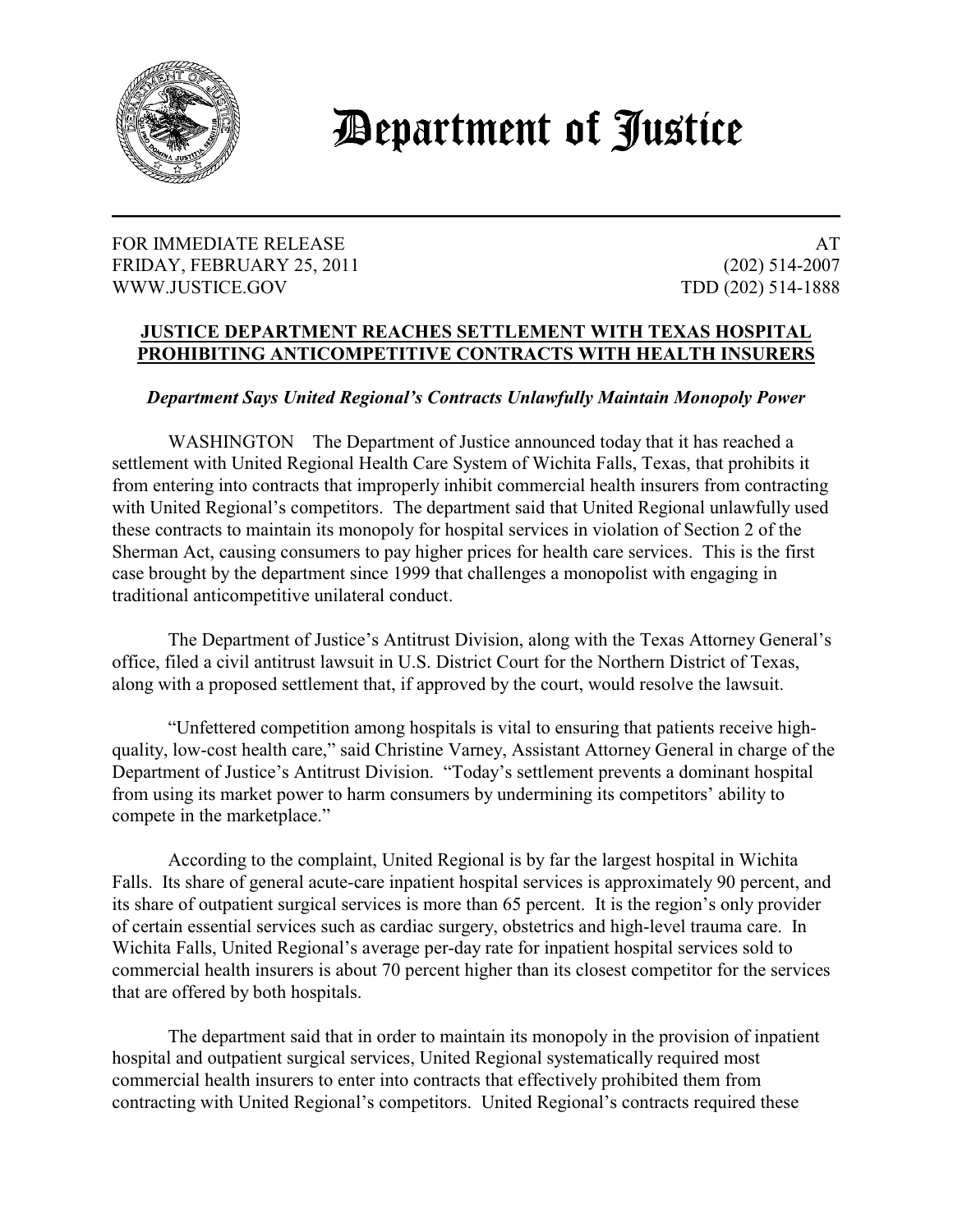# Department of Justice

FOR IMMEDIATE RELEASE
FRIDAY, FEBRUARY 25, 2011
WWW.JUSTICE.GOV

AT
(202) 514-2007
TDD (202) 514-1888

## JUSTICE DEPARTMENT REACHES SETTLEMENT WITH TEXAS HOSPITAL PROHIBITING ANTICOMPETITIVE CONTRACTS WITH HEALTH INSURERS

***Department Says United Regional's Contracts Unlawfully Maintain Monopoly Power***

WASHINGTON The Department of Justice announced today that it has reached a settlement with United Regional Health Care System of Wichita Falls, Texas, that prohibits it from entering into contracts that improperly inhibit commercial health insurers from contracting with United Regional's competitors. The department said that United Regional unlawfully used these contracts to maintain its monopoly for hospital services in violation of Section 2 of the Sherman Act, causing consumers to pay higher prices for health care services. This is the first case brought by the department since 1999 that challenges a monopolist with engaging in traditional anticompetitive unilateral conduct.

The Department of Justice's Antitrust Division, along with the Texas Attorney General's office, filed a civil antitrust lawsuit in U.S. District Court for the Northern District of Texas, along with a proposed settlement that, if approved by the court, would resolve the lawsuit.

"Unfettered competition among hospitals is vital to ensuring that patients receive high-quality, low-cost health care," said Christine Varney, Assistant Attorney General in charge of the Department of Justice's Antitrust Division. "Today's settlement prevents a dominant hospital from using its market power to harm consumers by undermining its competitors' ability to compete in the marketplace."

According to the complaint, United Regional is by far the largest hospital in Wichita Falls. Its share of general acute-care inpatient hospital services is approximately 90 percent, and its share of outpatient surgical services is more than 65 percent. It is the region's only provider of certain essential services such as cardiac surgery, obstetrics and high-level trauma care. In Wichita Falls, United Regional's average per-day rate for inpatient hospital services sold to commercial health insurers is about 70 percent higher than its closest competitor for the services that are offered by both hospitals.

The department said that in order to maintain its monopoly in the provision of inpatient hospital and outpatient surgical services, United Regional systematically required most commercial health insurers to enter into contracts that effectively prohibited them from contracting with United Regional's competitors. United Regional's contracts required these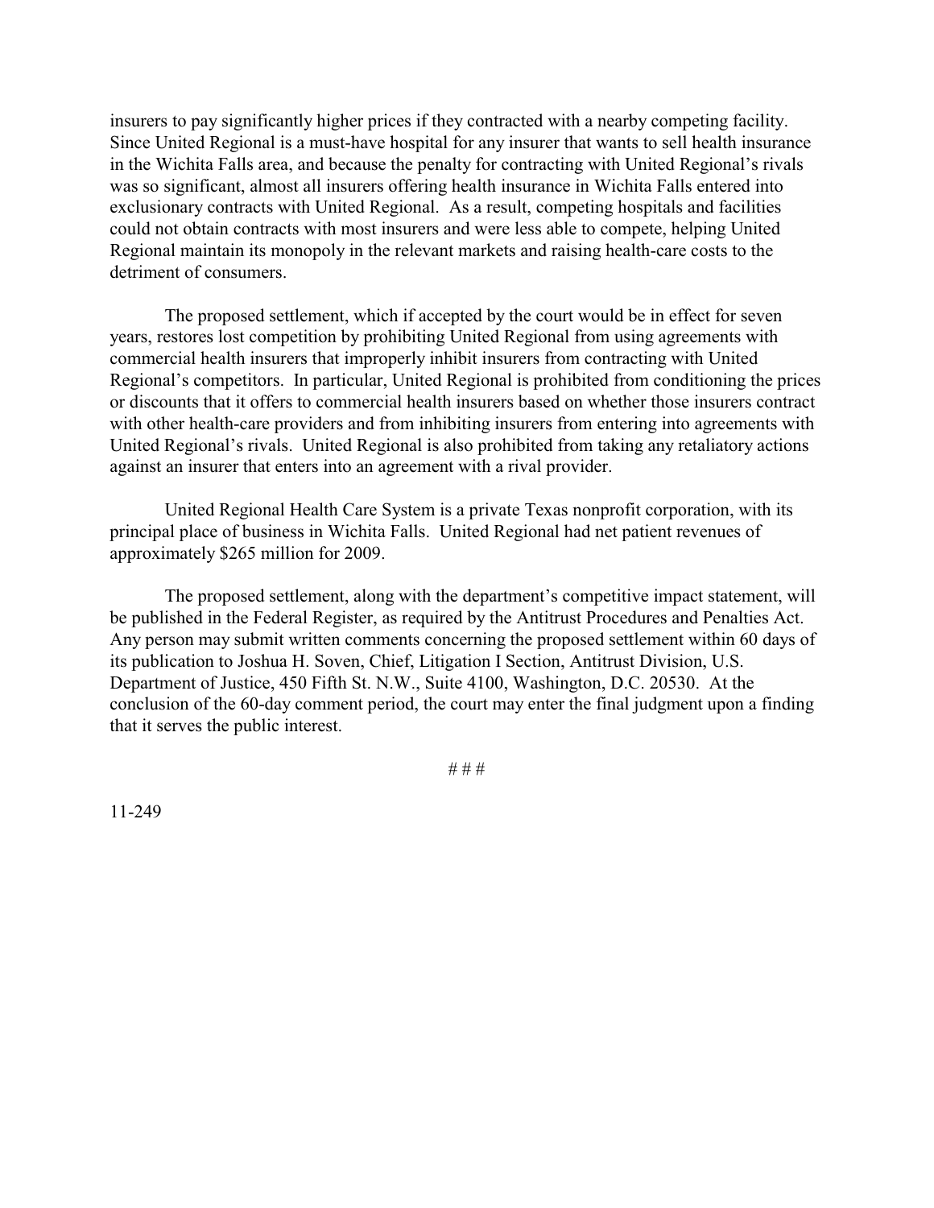insurers to pay significantly higher prices if they contracted with a nearby competing facility. Since United Regional is a must-have hospital for any insurer that wants to sell health insurance in the Wichita Falls area, and because the penalty for contracting with United Regional's rivals was so significant, almost all insurers offering health insurance in Wichita Falls entered into exclusionary contracts with United Regional. As a result, competing hospitals and facilities could not obtain contracts with most insurers and were less able to compete, helping United Regional maintain its monopoly in the relevant markets and raising health-care costs to the detriment of consumers.

The proposed settlement, which if accepted by the court would be in effect for seven years, restores lost competition by prohibiting United Regional from using agreements with commercial health insurers that improperly inhibit insurers from contracting with United Regional's competitors. In particular, United Regional is prohibited from conditioning the prices or discounts that it offers to commercial health insurers based on whether those insurers contract with other health-care providers and from inhibiting insurers from entering into agreements with United Regional's rivals. United Regional is also prohibited from taking any retaliatory actions against an insurer that enters into an agreement with a rival provider.

United Regional Health Care System is a private Texas nonprofit corporation, with its principal place of business in Wichita Falls. United Regional had net patient revenues of approximately $265 million for 2009.

The proposed settlement, along with the department's competitive impact statement, will be published in the Federal Register, as required by the Antitrust Procedures and Penalties Act. Any person may submit written comments concerning the proposed settlement within 60 days of its publication to Joshua H. Soven, Chief, Litigation I Section, Antitrust Division, U.S. Department of Justice, 450 Fifth St. N.W., Suite 4100, Washington, D.C. 20530. At the conclusion of the 60-day comment period, the court may enter the final judgment upon a finding that it serves the public interest.

# # #

11-249